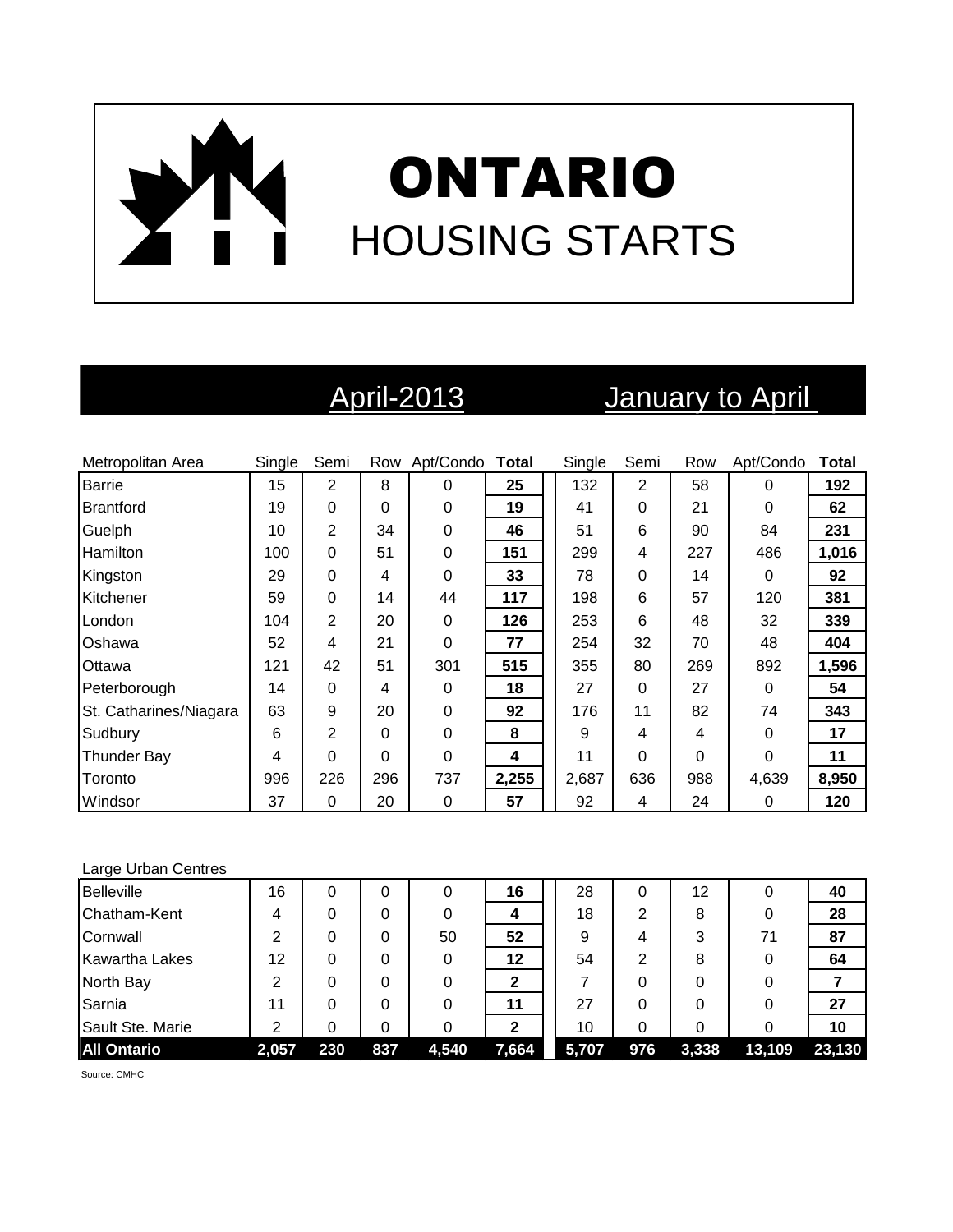# ONTARIO
## HOUSING STARTS

| Metropolitan Area | April-2013 | | | | | January to April | | | | |
|---|---|---|---|---|---|---|---|---|---|---|
| | Single | Semi | Row | Apt/Condo | **Total** | Single | Semi | Row | Apt/Condo | **Total** |
| Barrie | 15 | 2 | 8 | 0 | **25** | 132 | 2 | 58 | 0 | **192** |
| Brantford | 19 | 0 | 0 | 0 | **19** | 41 | 0 | 21 | 0 | **62** |
| Guelph | 10 | 2 | 34 | 0 | **46** | 51 | 6 | 90 | 84 | **231** |
| Hamilton | 100 | 0 | 51 | 0 | **151** | 299 | 4 | 227 | 486 | **1,016** |
| Kingston | 29 | 0 | 4 | 0 | **33** | 78 | 0 | 14 | 0 | **92** |
| Kitchener | 59 | 0 | 14 | 44 | **117** | 198 | 6 | 57 | 120 | **381** |
| London | 104 | 2 | 20 | 0 | **126** | 253 | 6 | 48 | 32 | **339** |
| Oshawa | 52 | 4 | 21 | 0 | **77** | 254 | 32 | 70 | 48 | **404** |
| Ottawa | 121 | 42 | 51 | 301 | **515** | 355 | 80 | 269 | 892 | **1,596** |
| Peterborough | 14 | 0 | 4 | 0 | **18** | 27 | 0 | 27 | 0 | **54** |
| St. Catharines/Niagara | 63 | 9 | 20 | 0 | **92** | 176 | 11 | 82 | 74 | **343** |
| Sudbury | 6 | 2 | 0 | 0 | **8** | 9 | 4 | 4 | 0 | **17** |
| Thunder Bay | 4 | 0 | 0 | 0 | **4** | 11 | 0 | 0 | 0 | **11** |
| Toronto | 996 | 226 | 296 | 737 | **2,255** | 2,687 | 636 | 988 | 4,639 | **8,950** |
| Windsor | 37 | 0 | 20 | 0 | **57** | 92 | 4 | 24 | 0 | **120** |

| Large Urban Centres | Single | Semi | Row | Apt/Condo | **Total** | Single | Semi | Row | Apt/Condo | **Total** |
|---|---|---|---|---|---|---|---|---|---|---|
| Belleville | 16 | 0 | 0 | 0 | **16** | 28 | 0 | 12 | 0 | **40** |
| Chatham-Kent | 4 | 0 | 0 | 0 | **4** | 18 | 2 | 8 | 0 | **28** |
| Cornwall | 2 | 0 | 0 | 50 | **52** | 9 | 4 | 3 | 71 | **87** |
| Kawartha Lakes | 12 | 0 | 0 | 0 | **12** | 54 | 2 | 8 | 0 | **64** |
| North Bay | 2 | 0 | 0 | 0 | **2** | 7 | 0 | 0 | 0 | **7** |
| Sarnia | 11 | 0 | 0 | 0 | **11** | 27 | 0 | 0 | 0 | **27** |
| Sault Ste. Marie | 2 | 0 | 0 | 0 | **2** | 10 | 0 | 0 | 0 | **10** |
| **All Ontario** | **2,057** | **230** | **837** | **4,540** | **7,664** | **5,707** | **976** | **3,338** | **13,109** | **23,130** |

Source: CMHC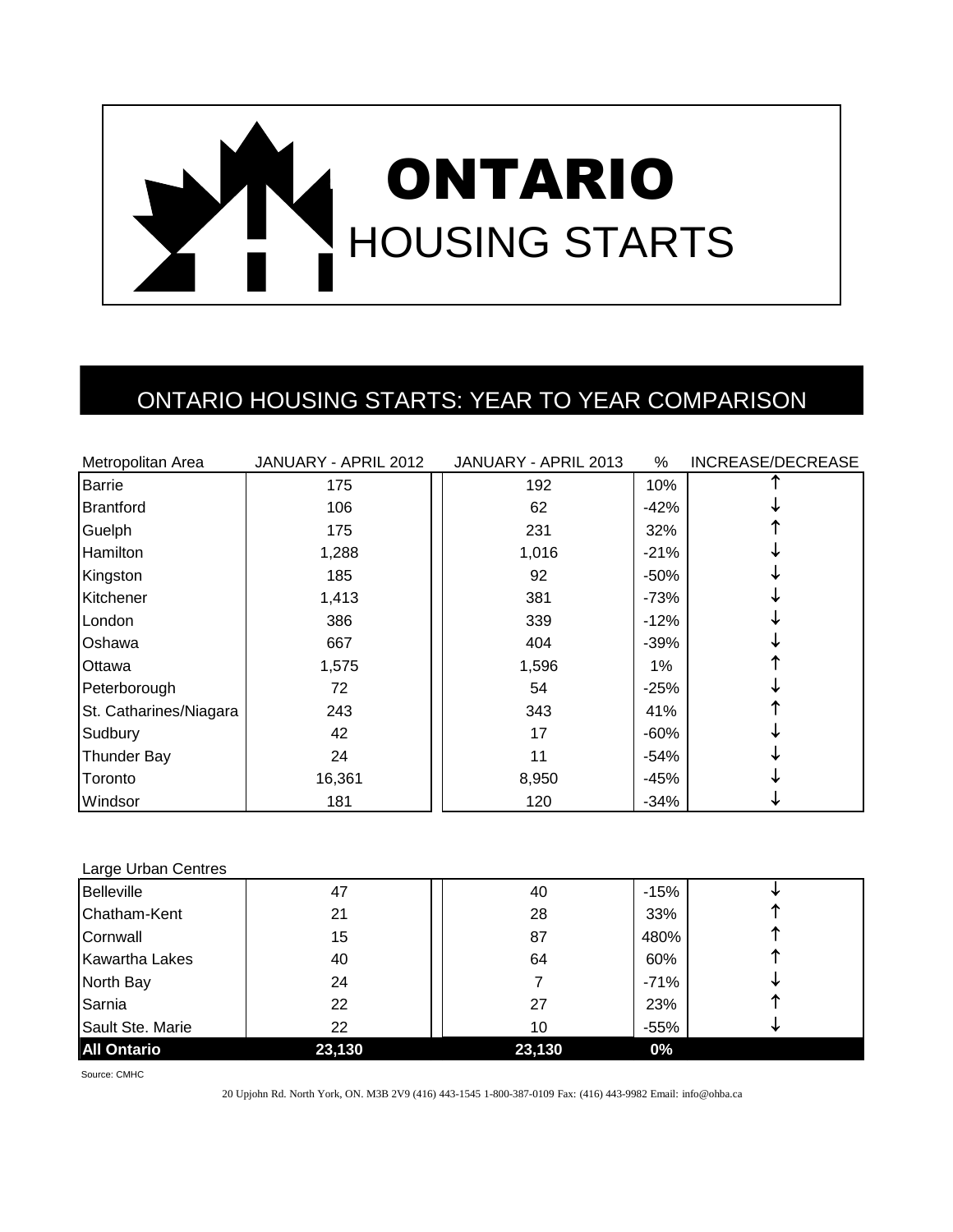# ONTARIO HOUSING STARTS

## ONTARIO HOUSING STARTS: YEAR TO YEAR COMPARISON

| Metropolitan Area | JANUARY - APRIL 2012 | JANUARY - APRIL 2013 | % | INCREASE/DECREASE |
|---|---|---|---|---|
| Barrie | 175 | 192 | 10% | ↑ |
| Brantford | 106 | 62 | -42% | ↓ |
| Guelph | 175 | 231 | 32% | ↑ |
| Hamilton | 1,288 | 1,016 | -21% | ↓ |
| Kingston | 185 | 92 | -50% | ↓ |
| Kitchener | 1,413 | 381 | -73% | ↓ |
| London | 386 | 339 | -12% | ↓ |
| Oshawa | 667 | 404 | -39% | ↓ |
| Ottawa | 1,575 | 1,596 | 1% | ↑ |
| Peterborough | 72 | 54 | -25% | ↓ |
| St. Catharines/Niagara | 243 | 343 | 41% | ↑ |
| Sudbury | 42 | 17 | -60% | ↓ |
| Thunder Bay | 24 | 11 | -54% | ↓ |
| Toronto | 16,361 | 8,950 | -45% | ↓ |
| Windsor | 181 | 120 | -34% | ↓ |
| **Large Urban Centres** | | | | |
| Belleville | 47 | 40 | -15% | ↓ |
| Chatham-Kent | 21 | 28 | 33% | ↑ |
| Cornwall | 15 | 87 | 480% | ↑ |
| Kawartha Lakes | 40 | 64 | 60% | ↑ |
| North Bay | 24 | 7 | -71% | ↓ |
| Sarnia | 22 | 27 | 23% | ↑ |
| Sault Ste. Marie | 22 | 10 | -55% | ↓ |
| **All Ontario** | **23,130** | **23,130** | **0%** | |

Source: CMHC

20 Upjohn Rd. North York, ON. M3B 2V9 (416) 443-1545 1-800-387-0109 Fax: (416) 443-9982 Email: info@ohba.ca